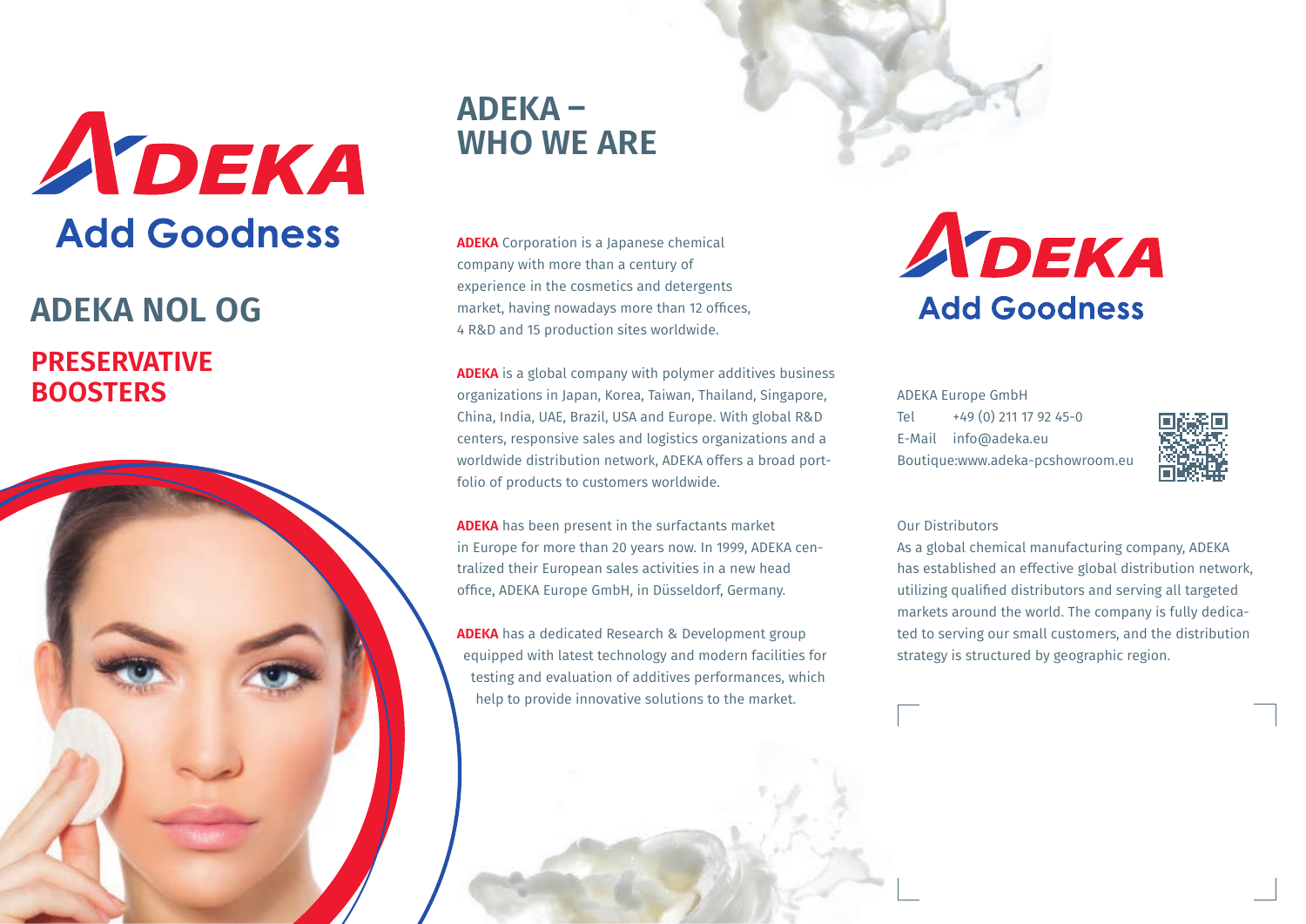ADEKA
Add Goodness

# ADEKA NOL OG

## PRESERVATIVE BOOSTERS

## ADEKA – WHO WE ARE

**ADEKA** Corporation is a Japanese chemical company with more than a century of experience in the cosmetics and detergents market, having nowadays more than 12 offices, 4 R&D and 15 production sites worldwide.

**ADEKA** is a global company with polymer additives business organizations in Japan, Korea, Taiwan, Thailand, Singapore, China, India, UAE, Brazil, USA and Europe. With global R&D centers, responsive sales and logistics organizations and a worldwide distribution network, ADEKA offers a broad portfolio of products to customers worldwide.

**ADEKA** has been present in the surfactants market in Europe for more than 20 years now. In 1999, ADEKA centralized their European sales activities in a new head office, ADEKA Europe GmbH, in Düsseldorf, Germany.

**ADEKA** has a dedicated Research & Development group equipped with latest technology and modern facilities for testing and evaluation of additives performances, which help to provide innovative solutions to the market.

ADEKA
Add Goodness

ADEKA Europe GmbH
Tel +49 (0) 211 17 92 45-0
E-Mail info@adeka.eu
Boutique:www.adeka-pcshowroom.eu

Our Distributors
As a global chemical manufacturing company, ADEKA has established an effective global distribution network, utilizing qualified distributors and serving all targeted markets around the world. The company is fully dedicated to serving our small customers, and the distribution strategy is structured by geographic region.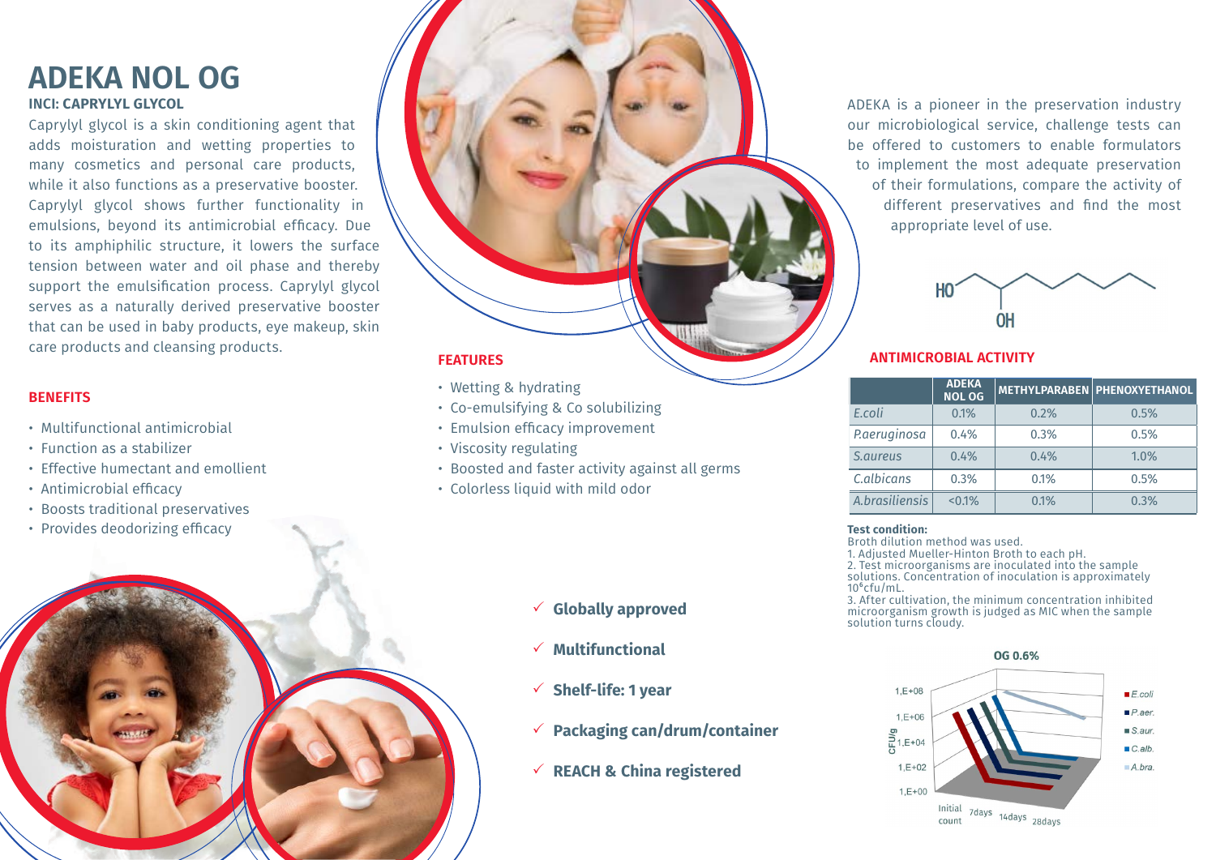# ADEKA NOL OG

**INCI: CAPRYLYL GLYCOL**

Caprylyl glycol is a skin conditioning agent that adds moisturation and wetting properties to many cosmetics and personal care products, while it also functions as a preservative booster. Caprylyl glycol shows further functionality in emulsions, beyond its antimicrobial efficacy. Due to its amphiphilic structure, it lowers the surface tension between water and oil phase and thereby support the emulsification process. Caprylyl glycol serves as a naturally derived preservative booster that can be used in baby products, eye makeup, skin care products and cleansing products.

## BENEFITS

- Multifunctional antimicrobial
- Function as a stabilizer
- Effective humectant and emollient
- Antimicrobial efficacy
- Boosts traditional preservatives
- Provides deodorizing efficacy

## FEATURES

- Wetting & hydrating
- Co-emulsifying & Co solubilizing
- Emulsion efficacy improvement
- Viscosity regulating
- Boosted and faster activity against all germs
- Colorless liquid with mild odor

- ✓ **Globally approved**
- ✓ **Multifunctional**
- ✓ **Shelf-life: 1 year**
- ✓ **Packaging can/drum/container**
- ✓ **REACH & China registered**

ADEKA is a pioneer in the preservation industry our microbiological service, challenge tests can be offered to customers to enable formulators to implement the most adequate preservation of their formulations, compare the activity of different preservatives and find the most appropriate level of use.

HO OH

## ANTIMICROBIAL ACTIVITY

| | ADEKA NOL OG | METHYLPARABEN | PHENOXYETHANOL |
|---|---|---|---|
| *E.coli* | 0.1% | 0.2% | 0.5% |
| *P.aeruginosa* | 0.4% | 0.3% | 0.5% |
| *S.aureus* | 0.4% | 0.4% | 1.0% |
| *C.albicans* | 0.3% | 0.1% | 0.5% |
| *A.brasiliensis* | <0.1% | 0.1% | 0.3% |

**Test condition:**
Broth dilution method was used.
1. Adjusted Mueller-Hinton Broth to each pH.
2. Test microorganisms are inoculated into the sample solutions. Concentration of inoculation is approximately $10^6$cfu/mL.
3. After cultivation, the minimum concentration inhibited microorganism growth is judged as MIC when the sample solution turns cloudy.

OG 0.6%

CFU/g

1,E+08
1,E+06
1,E+04
1,E+02
1,E+00

Initial count
7days
14days
28days

*E.coli*
*P.aer.*
*S.aur.*
*C.alb.*
*A.bra.*